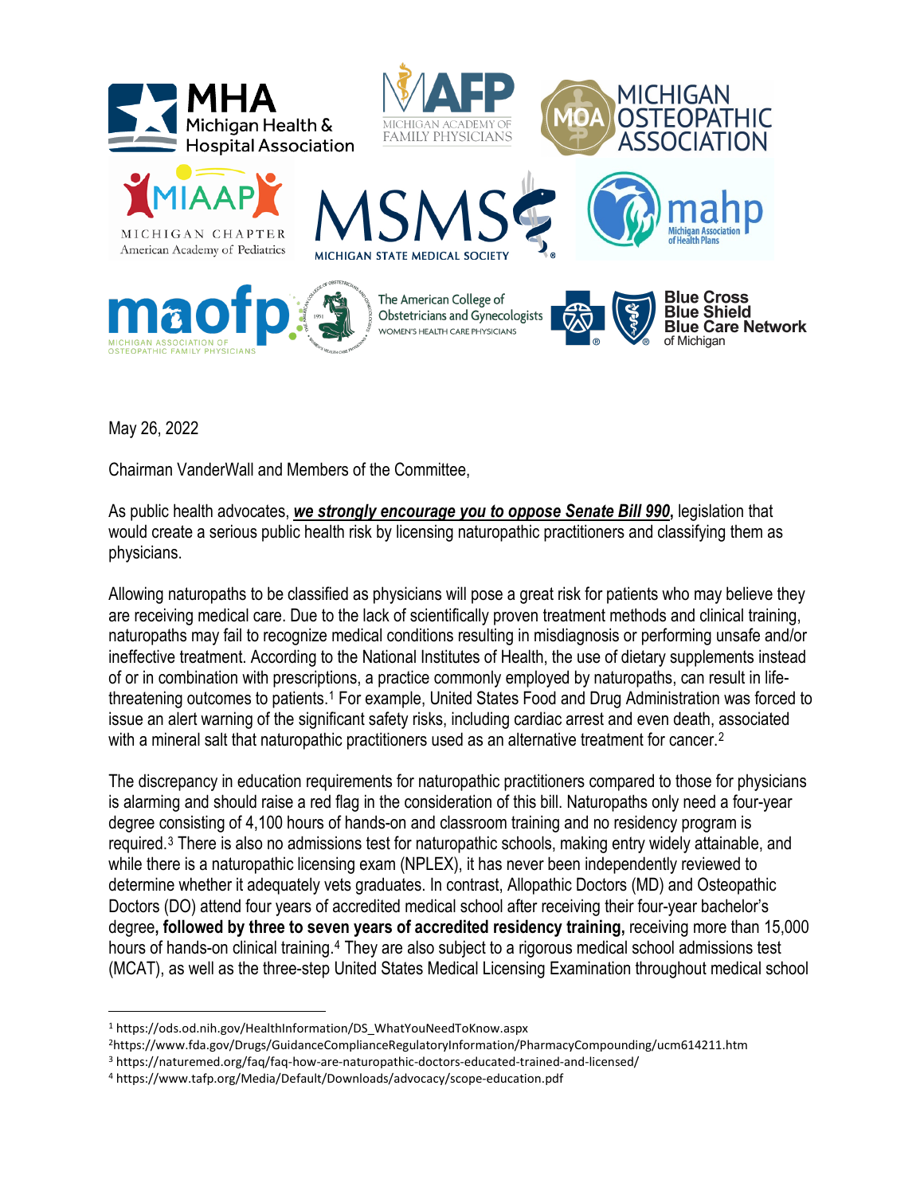May 26, 2022

Chairman VanderWall and Members of the Committee,

As public health advocates, ***<u>we strongly encourage you to oppose Senate Bill 990</u>*****,** legislation that would create a serious public health risk by licensing naturopathic practitioners and classifying them as physicians.

Allowing naturopaths to be classified as physicians will pose a great risk for patients who may believe they are receiving medical care. Due to the lack of scientifically proven treatment methods and clinical training, naturopaths may fail to recognize medical conditions resulting in misdiagnosis or performing unsafe and/or ineffective treatment. According to the National Institutes of Health, the use of dietary supplements instead of or in combination with prescriptions, a practice commonly employed by naturopaths, can result in life-threatening outcomes to patients.[1] For example, United States Food and Drug Administration was forced to issue an alert warning of the significant safety risks, including cardiac arrest and even death, associated with a mineral salt that naturopathic practitioners used as an alternative treatment for cancer.[2]

The discrepancy in education requirements for naturopathic practitioners compared to those for physicians is alarming and should raise a red flag in the consideration of this bill. Naturopaths only need a four-year degree consisting of 4,100 hours of hands-on and classroom training and no residency program is required.[3] There is also no admissions test for naturopathic schools, making entry widely attainable, and while there is a naturopathic licensing exam (NPLEX), it has never been independently reviewed to determine whether it adequately vets graduates. In contrast, Allopathic Doctors (MD) and Osteopathic Doctors (DO) attend four years of accredited medical school after receiving their four-year bachelor's degree**, followed by three to seven years of accredited residency training,** receiving more than 15,000 hours of hands-on clinical training.[4] They are also subject to a rigorous medical school admissions test (MCAT), as well as the three-step United States Medical Licensing Examination throughout medical school

---

[1] https://ods.od.nih.gov/HealthInformation/DS_WhatYouNeedToKnow.aspx

[2] https://www.fda.gov/Drugs/GuidanceComplianceRegulatoryInformation/PharmacyCompounding/ucm614211.htm

[3] https://naturemed.org/faq/faq-how-are-naturopathic-doctors-educated-trained-and-licensed/

[4] https://www.tafp.org/Media/Default/Downloads/advocacy/scope-education.pdf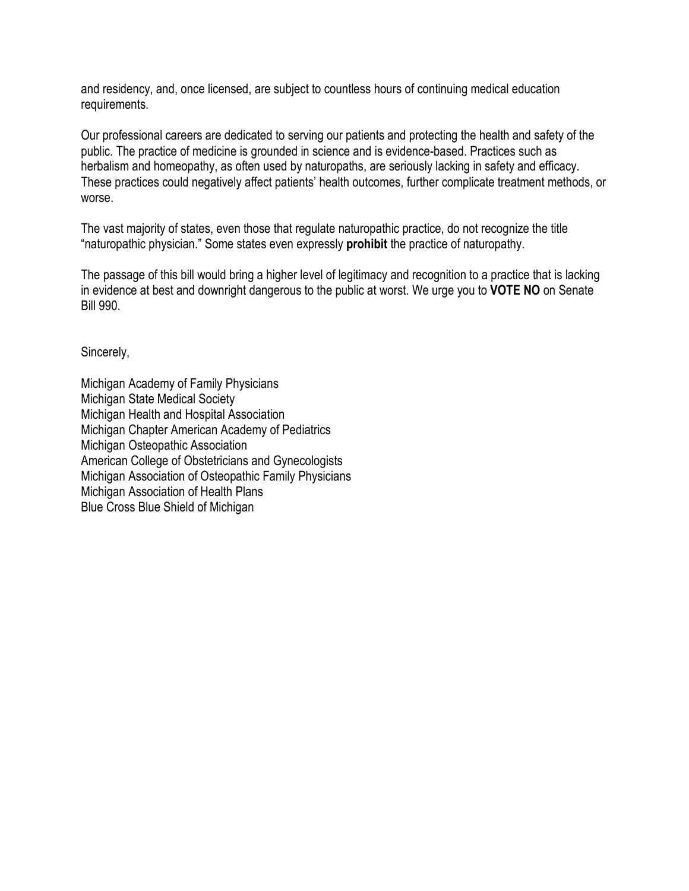and residency, and, once licensed, are subject to countless hours of continuing medical education requirements.

Our professional careers are dedicated to serving our patients and protecting the health and safety of the public. The practice of medicine is grounded in science and is evidence-based. Practices such as herbalism and homeopathy, as often used by naturopaths, are seriously lacking in safety and efficacy. These practices could negatively affect patients' health outcomes, further complicate treatment methods, or worse.

The vast majority of states, even those that regulate naturopathic practice, do not recognize the title "naturopathic physician." Some states even expressly **prohibit** the practice of naturopathy.

The passage of this bill would bring a higher level of legitimacy and recognition to a practice that is lacking in evidence at best and downright dangerous to the public at worst. We urge you to **VOTE NO** on Senate Bill 990.

Sincerely,

Michigan Academy of Family Physicians
Michigan State Medical Society
Michigan Health and Hospital Association
Michigan Chapter American Academy of Pediatrics
Michigan Osteopathic Association
American College of Obstetricians and Gynecologists
Michigan Association of Osteopathic Family Physicians
Michigan Association of Health Plans
Blue Cross Blue Shield of Michigan